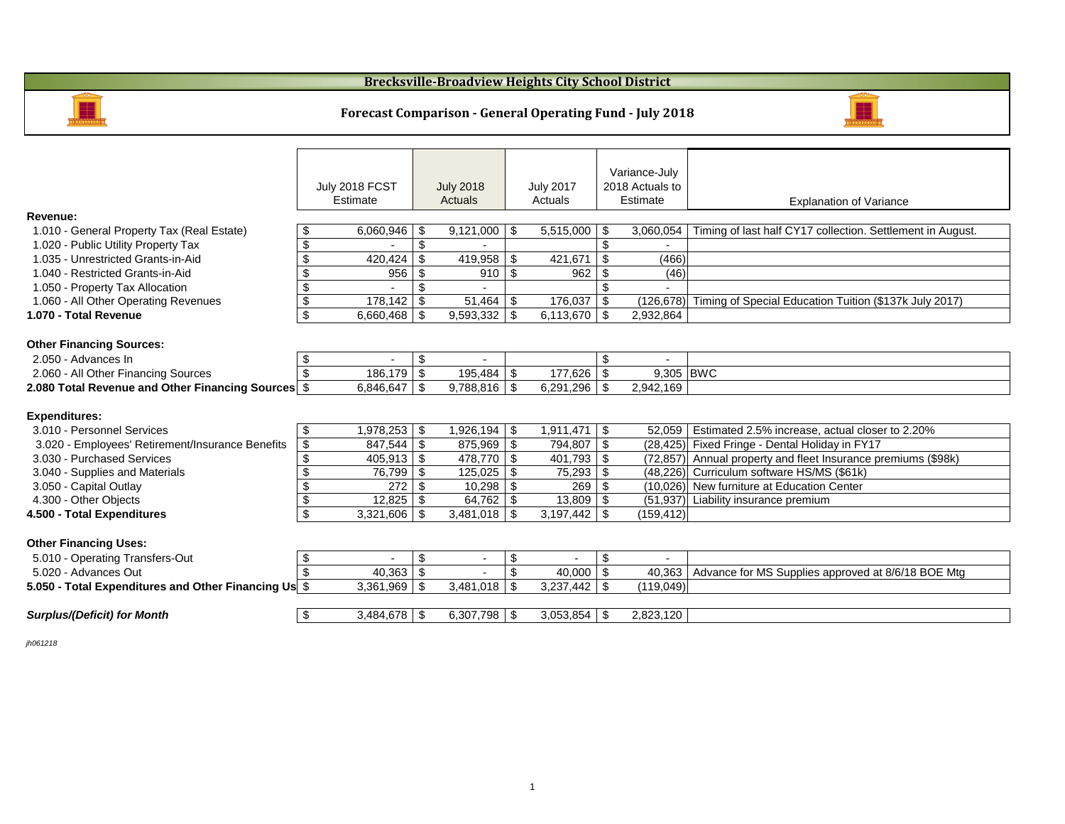# Brecksville-Broadview Heights City School District

## Forecast Comparison - General Operating Fund - July 2018

| | July 2018 FCST Estimate | July 2018 Actuals | July 2017 Actuals | Variance-July 2018 Actuals to Estimate | Explanation of Variance |
|---|---|---|---|---|---|
| **Revenue:** | | | | | |
| 1.010 - General Property Tax (Real Estate) | $ 6,060,946 | $ 9,121,000 | $ 5,515,000 | $ 3,060,054 | Timing of last half CY17 collection. Settlement in August. |
| 1.020 - Public Utility Property Tax | $ - | $ - | | $ - | |
| 1.035 - Unrestricted Grants-in-Aid | $ 420,424 | $ 419,958 | $ 421,671 | $ (466) | |
| 1.040 - Restricted Grants-in-Aid | $ 956 | $ 910 | $ 962 | $ (46) | |
| 1.050 - Property Tax Allocation | $ - | $ - | | $ - | |
| 1.060 - All Other Operating Revenues | $ 178,142 | $ 51,464 | $ 176,037 | $ (126,678) | Timing of Special Education Tuition ($137k July 2017) |
| **1.070 - Total Revenue** | $ 6,660,468 | $ 9,593,332 | $ 6,113,670 | $ 2,932,864 | |
| **Other Financing Sources:** | | | | | |
| 2.050 - Advances In | $ - | $ - | | $ - | |
| 2.060 - All Other Financing Sources | $ 186,179 | $ 195,484 | $ 177,626 | $ 9,305 | BWC |
| **2.080 Total Revenue and Other Financing Sources** | $ 6,846,647 | $ 9,788,816 | $ 6,291,296 | $ 2,942,169 | |
| **Expenditures:** | | | | | |
| 3.010 - Personnel Services | $ 1,978,253 | $ 1,926,194 | $ 1,911,471 | $ 52,059 | Estimated 2.5% increase, actual closer to 2.20% |
| 3.020 - Employees' Retirement/Insurance Benefits | $ 847,544 | $ 875,969 | $ 794,807 | $ (28,425) | Fixed Fringe - Dental Holiday in FY17 |
| 3.030 - Purchased Services | $ 405,913 | $ 478,770 | $ 401,793 | $ (72,857) | Annual property and fleet Insurance premiums ($98k) |
| 3.040 - Supplies and Materials | $ 76,799 | $ 125,025 | $ 75,293 | $ (48,226) | Curriculum software HS/MS ($61k) |
| 3.050 - Capital Outlay | $ 272 | $ 10,298 | $ 269 | $ (10,026) | New furniture at Education Center |
| 4.300 - Other Objects | $ 12,825 | $ 64,762 | $ 13,809 | $ (51,937) | Liability insurance premium |
| **4.500 - Total Expenditures** | $ 3,321,606 | $ 3,481,018 | $ 3,197,442 | $ (159,412) | |
| **Other Financing Uses:** | | | | | |
| 5.010 - Operating Transfers-Out | $ - | $ - | $ - | $ - | |
| 5.020 - Advances Out | $ 40,363 | $ - | $ 40,000 | $ 40,363 | Advance for MS Supplies approved at 8/6/18 BOE Mtg |
| **5.050 - Total Expenditures and Other Financing Uses** | $ 3,361,969 | $ 3,481,018 | $ 3,237,442 | $ (119,049) | |
| ***Surplus/(Deficit) for Month*** | $ 3,484,678 | $ 6,307,798 | $ 3,053,854 | $ 2,823,120 | |

*jh061218*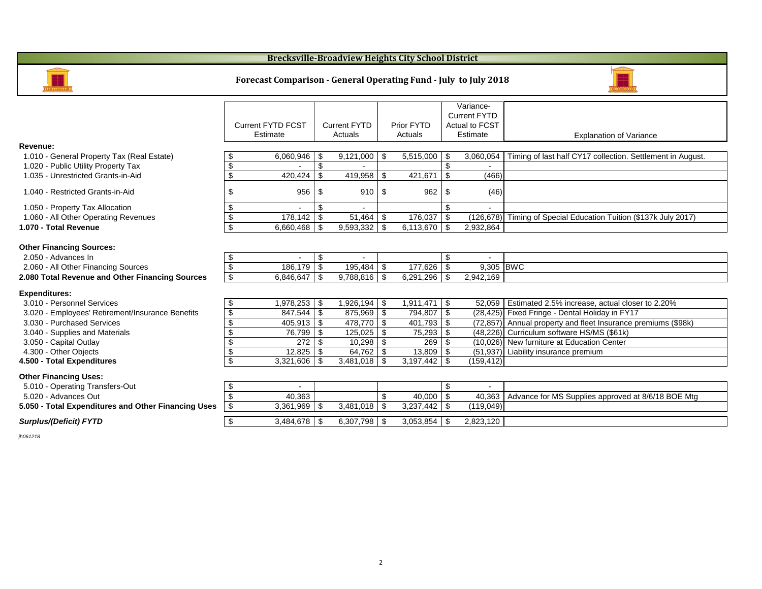## Brecksville-Broadview Heights City School District

### Forecast Comparison - General Operating Fund - July to July 2018

| | Current FYTD FCST Estimate | Current FYTD Actuals | Prior FYTD Actuals | Variance- Current FYTD Actual to FCST Estimate | Explanation of Variance |
|---|---|---|---|---|---|
| **Revenue:** | | | | | |
| 1.010 - General Property Tax (Real Estate) | $ 6,060,946 | $ 9,121,000 | $ 5,515,000 | $ 3,060,054 | Timing of last half CY17 collection. Settlement in August. |
| 1.020 - Public Utility Property Tax | $ - | $ - | | $ - | |
| 1.035 - Unrestricted Grants-in-Aid | $ 420,424 | $ 419,958 | $ 421,671 | $ (466) | |
| 1.040 - Restricted Grants-in-Aid | $ 956 | $ 910 | $ 962 | $ (46) | |
| 1.050 - Property Tax Allocation | $ - | $ - | | $ - | |
| 1.060 - All Other Operating Revenues | $ 178,142 | $ 51,464 | $ 176,037 | $ (126,678) | Timing of Special Education Tuition ($137k July 2017) |
| **1.070 - Total Revenue** | $ 6,660,468 | $ 9,593,332 | $ 6,113,670 | $ 2,932,864 | |
| **Other Financing Sources:** | | | | | |
| 2.050 - Advances In | $ - | $ - | | $ - | |
| 2.060 - All Other Financing Sources | $ 186,179 | $ 195,484 | $ 177,626 | $ 9,305 | BWC |
| **2.080 Total Revenue and Other Financing Sources** | $ 6,846,647 | $ 9,788,816 | $ 6,291,296 | $ 2,942,169 | |
| **Expenditures:** | | | | | |
| 3.010 - Personnel Services | $ 1,978,253 | $ 1,926,194 | $ 1,911,471 | $ 52,059 | Estimated 2.5% increase, actual closer to 2.20% |
| 3.020 - Employees' Retirement/Insurance Benefits | $ 847,544 | $ 875,969 | $ 794,807 | $ (28,425) | Fixed Fringe - Dental Holiday in FY17 |
| 3.030 - Purchased Services | $ 405,913 | $ 478,770 | $ 401,793 | $ (72,857) | Annual property and fleet Insurance premiums ($98k) |
| 3.040 - Supplies and Materials | $ 76,799 | $ 125,025 | $ 75,293 | $ (48,226) | Curriculum software HS/MS ($61k) |
| 3.050 - Capital Outlay | $ 272 | $ 10,298 | $ 269 | $ (10,026) | New furniture at Education Center |
| 4.300 - Other Objects | $ 12,825 | $ 64,762 | $ 13,809 | $ (51,937) | Liability insurance premium |
| **4.500 - Total Expenditures** | $ 3,321,606 | $ 3,481,018 | $ 3,197,442 | $ (159,412) | |
| **Other Financing Uses:** | | | | | |
| 5.010 - Operating Transfers-Out | $ - | | | $ - | |
| 5.020 - Advances Out | $ 40,363 | | $ 40,000 | $ 40,363 | Advance for MS Supplies approved at 8/6/18 BOE Mtg |
| **5.050 - Total Expenditures and Other Financing Uses** | $ 3,361,969 | $ 3,481,018 | $ 3,237,442 | $ (119,049) | |
| ***Surplus/(Deficit) FYTD*** | $ 3,484,678 | $ 6,307,798 | $ 3,053,854 | $ 2,823,120 | |

*jh061218*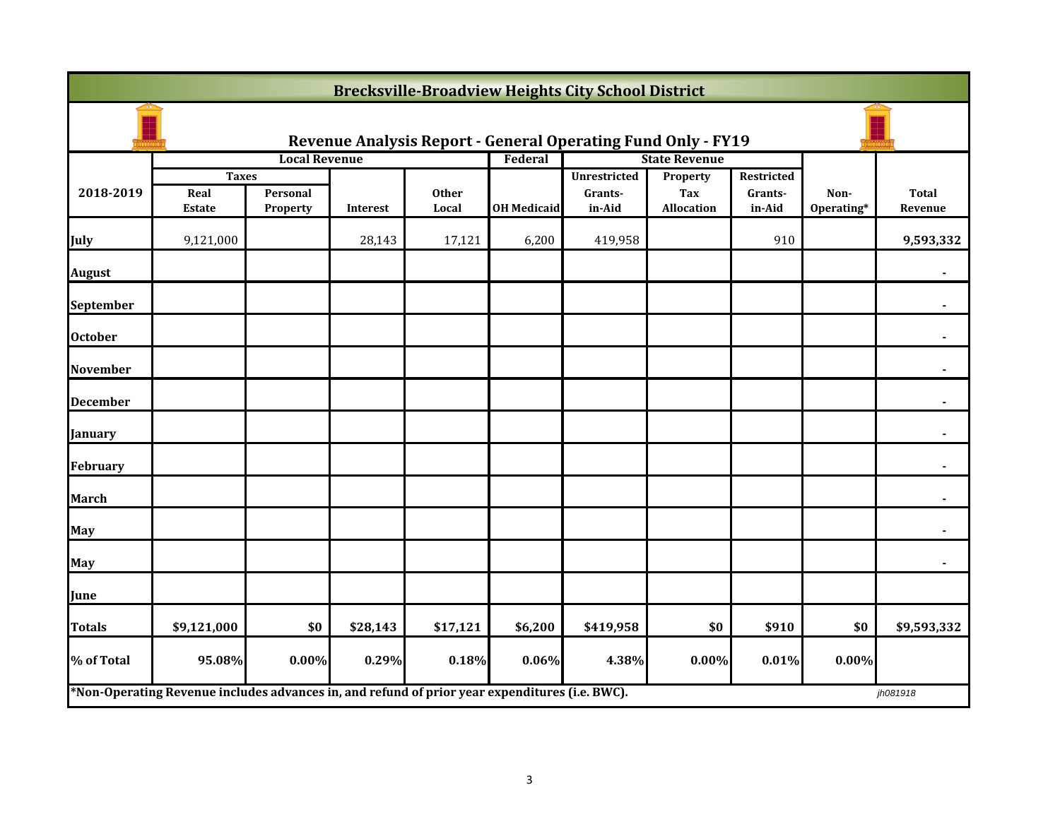# Brecksville-Broadview Heights City School District

## Revenue Analysis Report - General Operating Fund Only - FY19

| | Local Revenue | | | | Federal | State Revenue | | | | |
|---|---|---|---|---|---|---|---|---|---|---|
| | Taxes | | | | | Unrestricted | Property | Restricted | | |
| 2018-2019 | Real Estate | Personal Property | Interest | Other Local | OH Medicaid | Grants-in-Aid | Tax Allocation | Grants-in-Aid | Non-Operating* | Total Revenue |
| July | 9,121,000 | | 28,143 | 17,121 | 6,200 | 419,958 | | 910 | | 9,593,332 |
| August | | | | | | | | | | - |
| September | | | | | | | | | | - |
| October | | | | | | | | | | - |
| November | | | | | | | | | | - |
| December | | | | | | | | | | - |
| January | | | | | | | | | | - |
| February | | | | | | | | | | - |
| March | | | | | | | | | | - |
| May | | | | | | | | | | - |
| May | | | | | | | | | | - |
| June | | | | | | | | | | |
| Totals | $9,121,000 | $0 | $28,143 | $17,121 | $6,200 | $419,958 | $0 | $910 | $0 | $9,593,332 |
| % of Total | 95.08% | 0.00% | 0.29% | 0.18% | 0.06% | 4.38% | 0.00% | 0.01% | 0.00% | |

*Non-Operating Revenue includes advances in, and refund of prior year expenditures (i.e. BWC).

*jh081918*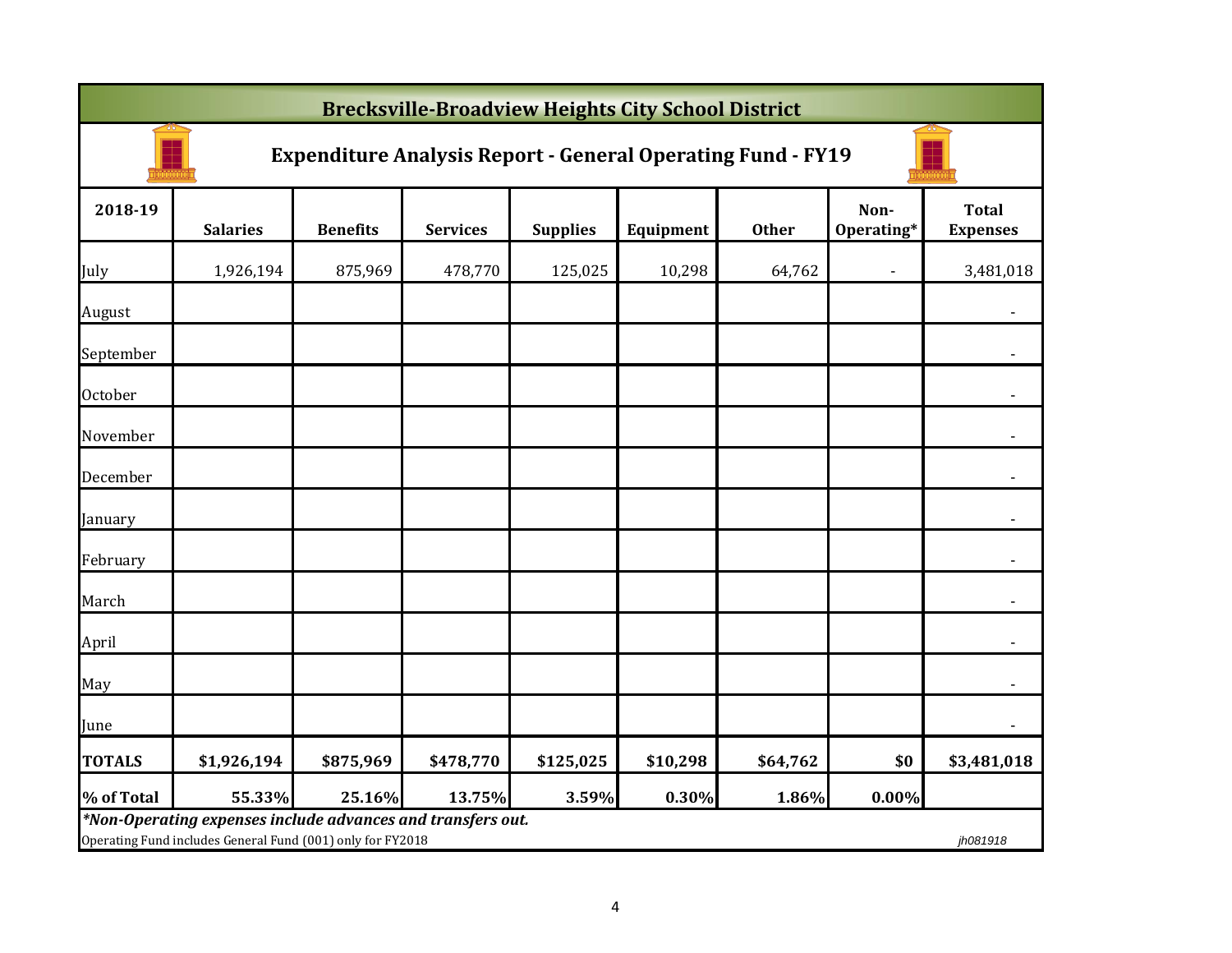# Brecksville-Broadview Heights City School District

## Expenditure Analysis Report - General Operating Fund - FY19

| 2018-19 | Salaries | Benefits | Services | Supplies | Equipment | Other | Non-Operating* | Total Expenses |
|---|---|---|---|---|---|---|---|---|
| July | 1,926,194 | 875,969 | 478,770 | 125,025 | 10,298 | 64,762 | - | 3,481,018 |
| August | | | | | | | | - |
| September | | | | | | | | - |
| October | | | | | | | | - |
| November | | | | | | | | - |
| December | | | | | | | | - |
| January | | | | | | | | - |
| February | | | | | | | | - |
| March | | | | | | | | - |
| April | | | | | | | | - |
| May | | | | | | | | - |
| June | | | | | | | | - |
| **TOTALS** | **$1,926,194** | **$875,969** | **$478,770** | **$125,025** | **$10,298** | **$64,762** | **$0** | **$3,481,018** |
| **% of Total** | **55.33%** | **25.16%** | **13.75%** | **3.59%** | **0.30%** | **1.86%** | **0.00%** | |

***Non-Operating expenses include advances and transfers out.***

Operating Fund includes General Fund (001) only for FY2018

*jh081918*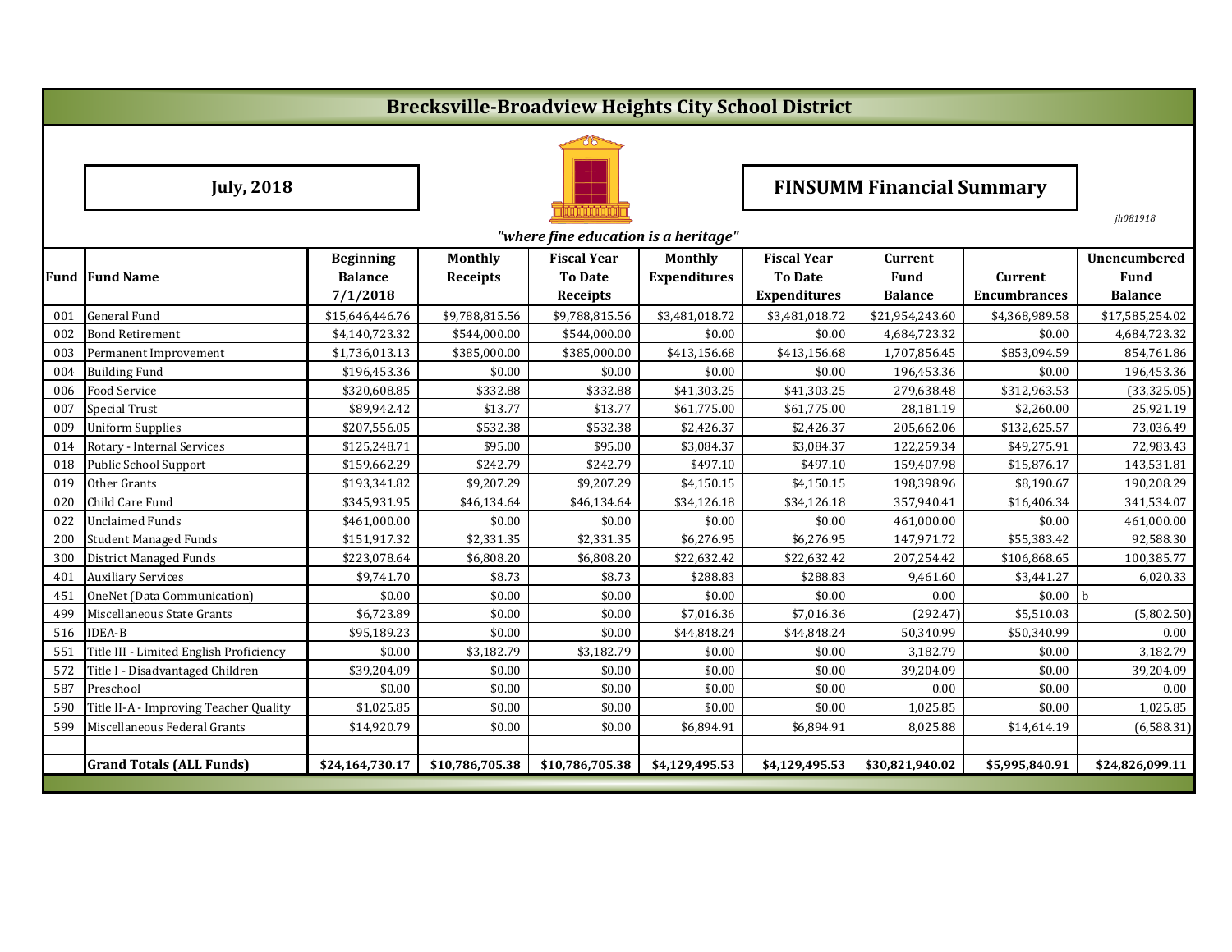# Brecksville-Broadview Heights City School District

**July, 2018**

**FINSUMM Financial Summary**

jh081918

*"where fine education is a heritage"*

| Fund | Fund Name | Beginning Balance 7/1/2018 | Monthly Receipts | Fiscal Year To Date Receipts | Monthly Expenditures | Fiscal Year To Date Expenditures | Current Fund Balance | Current Encumbrances | Unencumbered Fund Balance |
|---|---|---|---|---|---|---|---|---|---|
| 001 | General Fund | $15,646,446.76 | $9,788,815.56 | $9,788,815.56 | $3,481,018.72 | $3,481,018.72 | $21,954,243.60 | $4,368,989.58 | $17,585,254.02 |
| 002 | Bond Retirement | $4,140,723.32 | $544,000.00 | $544,000.00 | $0.00 | $0.00 | 4,684,723.32 | $0.00 | 4,684,723.32 |
| 003 | Permanent Improvement | $1,736,013.13 | $385,000.00 | $385,000.00 | $413,156.68 | $413,156.68 | 1,707,856.45 | $853,094.59 | 854,761.86 |
| 004 | Building Fund | $196,453.36 | $0.00 | $0.00 | $0.00 | $0.00 | 196,453.36 | $0.00 | 196,453.36 |
| 006 | Food Service | $320,608.85 | $332.88 | $332.88 | $41,303.25 | $41,303.25 | 279,638.48 | $312,963.53 | (33,325.05) |
| 007 | Special Trust | $89,942.42 | $13.77 | $13.77 | $61,775.00 | $61,775.00 | 28,181.19 | $2,260.00 | 25,921.19 |
| 009 | Uniform Supplies | $207,556.05 | $532.38 | $532.38 | $2,426.37 | $2,426.37 | 205,662.06 | $132,625.57 | 73,036.49 |
| 014 | Rotary - Internal Services | $125,248.71 | $95.00 | $95.00 | $3,084.37 | $3,084.37 | 122,259.34 | $49,275.91 | 72,983.43 |
| 018 | Public School Support | $159,662.29 | $242.79 | $242.79 | $497.10 | $497.10 | 159,407.98 | $15,876.17 | 143,531.81 |
| 019 | Other Grants | $193,341.82 | $9,207.29 | $9,207.29 | $4,150.15 | $4,150.15 | 198,398.96 | $8,190.67 | 190,208.29 |
| 020 | Child Care Fund | $345,931.95 | $46,134.64 | $46,134.64 | $34,126.18 | $34,126.18 | 357,940.41 | $16,406.34 | 341,534.07 |
| 022 | Unclaimed Funds | $461,000.00 | $0.00 | $0.00 | $0.00 | $0.00 | 461,000.00 | $0.00 | 461,000.00 |
| 200 | Student Managed Funds | $151,917.32 | $2,331.35 | $2,331.35 | $6,276.95 | $6,276.95 | 147,971.72 | $55,383.42 | 92,588.30 |
| 300 | District Managed Funds | $223,078.64 | $6,808.20 | $6,808.20 | $22,632.42 | $22,632.42 | 207,254.42 | $106,868.65 | 100,385.77 |
| 401 | Auxiliary Services | $9,741.70 | $8.73 | $8.73 | $288.83 | $288.83 | 9,461.60 | $3,441.27 | 6,020.33 |
| 451 | OneNet (Data Communication) | $0.00 | $0.00 | $0.00 | $0.00 | $0.00 | 0.00 | $0.00 | b |
| 499 | Miscellaneous State Grants | $6,723.89 | $0.00 | $0.00 | $7,016.36 | $7,016.36 | (292.47) | $5,510.03 | (5,802.50) |
| 516 | IDEA-B | $95,189.23 | $0.00 | $0.00 | $44,848.24 | $44,848.24 | 50,340.99 | $50,340.99 | 0.00 |
| 551 | Title III - Limited English Proficiency | $0.00 | $3,182.79 | $3,182.79 | $0.00 | $0.00 | 3,182.79 | $0.00 | 3,182.79 |
| 572 | Title I - Disadvantaged Children | $39,204.09 | $0.00 | $0.00 | $0.00 | $0.00 | 39,204.09 | $0.00 | 39,204.09 |
| 587 | Preschool | $0.00 | $0.00 | $0.00 | $0.00 | $0.00 | 0.00 | $0.00 | 0.00 |
| 590 | Title II-A - Improving Teacher Quality | $1,025.85 | $0.00 | $0.00 | $0.00 | $0.00 | 1,025.85 | $0.00 | 1,025.85 |
| 599 | Miscellaneous Federal Grants | $14,920.79 | $0.00 | $0.00 | $6,894.91 | $6,894.91 | 8,025.88 | $14,614.19 | (6,588.31) |
| | | | | | | | | | |
| | **Grand Totals (ALL Funds)** | **$24,164,730.17** | **$10,786,705.38** | **$10,786,705.38** | **$4,129,495.53** | **$4,129,495.53** | **$30,821,940.02** | **$5,995,840.91** | **$24,826,099.11** |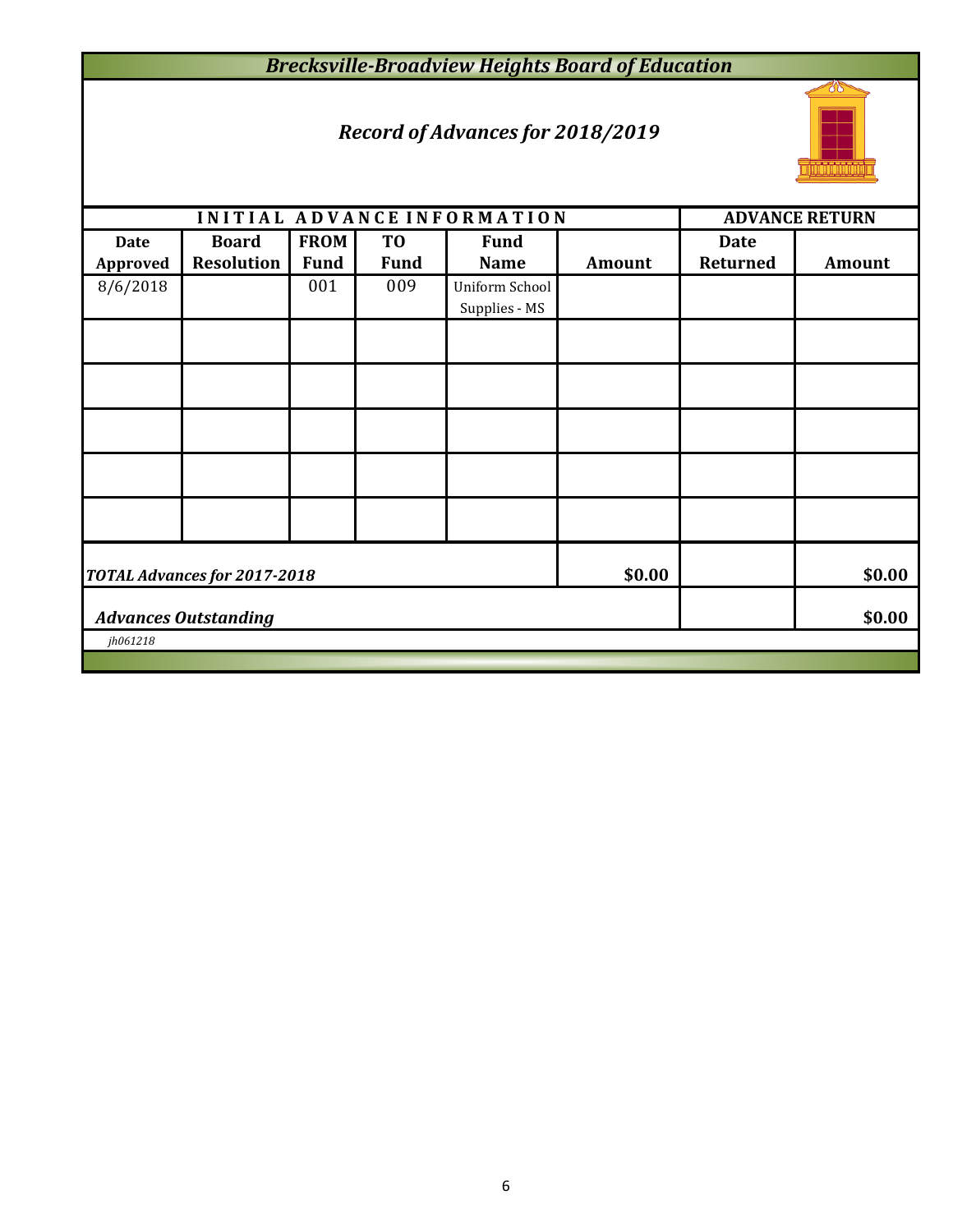## *Brecksville-Broadview Heights Board of Education*

### *Record of Advances for 2018/2019*

| INITIAL ADVANCE INFORMATION | | | | | | ADVANCE RETURN | |
|---|---|---|---|---|---|---|---|
| **Date Approved** | **Board Resolution** | **FROM Fund** | **TO Fund** | **Fund Name** | **Amount** | **Date Returned** | **Amount** |
| 8/6/2018 | | 001 | 009 | Uniform School Supplies - MS | | | |
| | | | | | | | |
| | | | | | | | |
| | | | | | | | |
| | | | | | | | |
| | | | | | | | |
| ***TOTAL Advances for 2017-2018*** | | | | | **$0.00** | | **$0.00** |
| ***Advances Outstanding*** | | | | | | | **$0.00** |

*jh061218*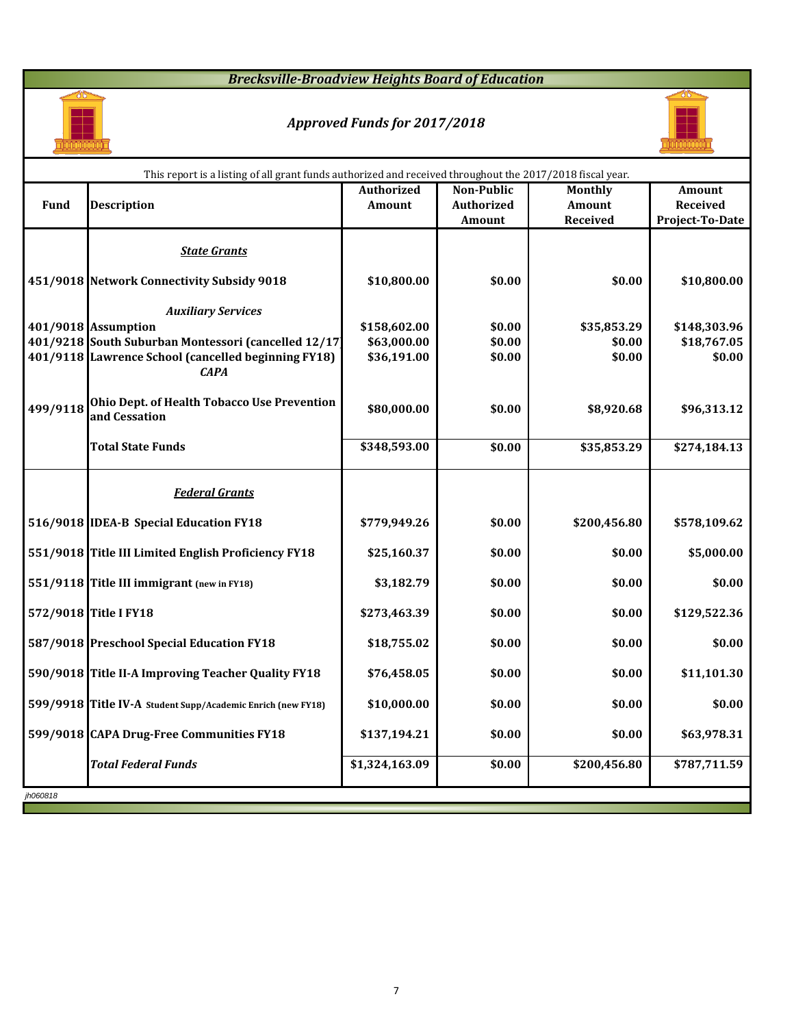# *Brecksville-Broadview Heights Board of Education*

## *Approved Funds for 2017/2018*

This report is a listing of all grant funds authorized and received throughout the 2017/2018 fiscal year.

| Fund | Description | Authorized Amount | Non-Public Authorized Amount | Monthly Amount Received | Amount Received Project-To-Date |
|---|---|---|---|---|---|
| | ***State Grants*** | | | | |
| 451/9018 | **Network Connectivity Subsidy 9018** | **$10,800.00** | **$0.00** | **$0.00** | **$10,800.00** |
| | ***Auxiliary Services*** | | | | |
| 401/9018 | **Assumption** | **$158,602.00** | **$0.00** | **$35,853.29** | **$148,303.96** |
| 401/9218 | **South Suburban Montessori (cancelled 12/17)** | **$63,000.00** | **$0.00** | **$0.00** | **$18,767.05** |
| 401/9118 | **Lawrence School (cancelled beginning FY18)** | **$36,191.00** | **$0.00** | **$0.00** | **$0.00** |
| | ***CAPA*** | | | | |
| 499/9118 | **Ohio Dept. of Health Tobacco Use Prevention and Cessation** | **$80,000.00** | **$0.00** | **$8,920.68** | **$96,313.12** |
| | **Total State Funds** | **$348,593.00** | **$0.00** | **$35,853.29** | **$274,184.13** |
| | ***Federal Grants*** | | | | |
| 516/9018 | **IDEA-B Special Education FY18** | **$779,949.26** | **$0.00** | **$200,456.80** | **$578,109.62** |
| 551/9018 | **Title III Limited English Proficiency FY18** | **$25,160.37** | **$0.00** | **$0.00** | **$5,000.00** |
| 551/9118 | **Title III immigrant (new in FY18)** | **$3,182.79** | **$0.00** | **$0.00** | **$0.00** |
| 572/9018 | **Title I FY18** | **$273,463.39** | **$0.00** | **$0.00** | **$129,522.36** |
| 587/9018 | **Preschool Special Education FY18** | **$18,755.02** | **$0.00** | **$0.00** | **$0.00** |
| 590/9018 | **Title II-A Improving Teacher Quality FY18** | **$76,458.05** | **$0.00** | **$0.00** | **$11,101.30** |
| 599/9918 | **Title IV-A Student Supp/Academic Enrich (new FY18)** | **$10,000.00** | **$0.00** | **$0.00** | **$0.00** |
| 599/9018 | **CAPA Drug-Free Communities FY18** | **$137,194.21** | **$0.00** | **$0.00** | **$63,978.31** |
| | ***Total Federal Funds*** | **$1,324,163.09** | **$0.00** | **$200,456.80** | **$787,711.59** |

*jh060818*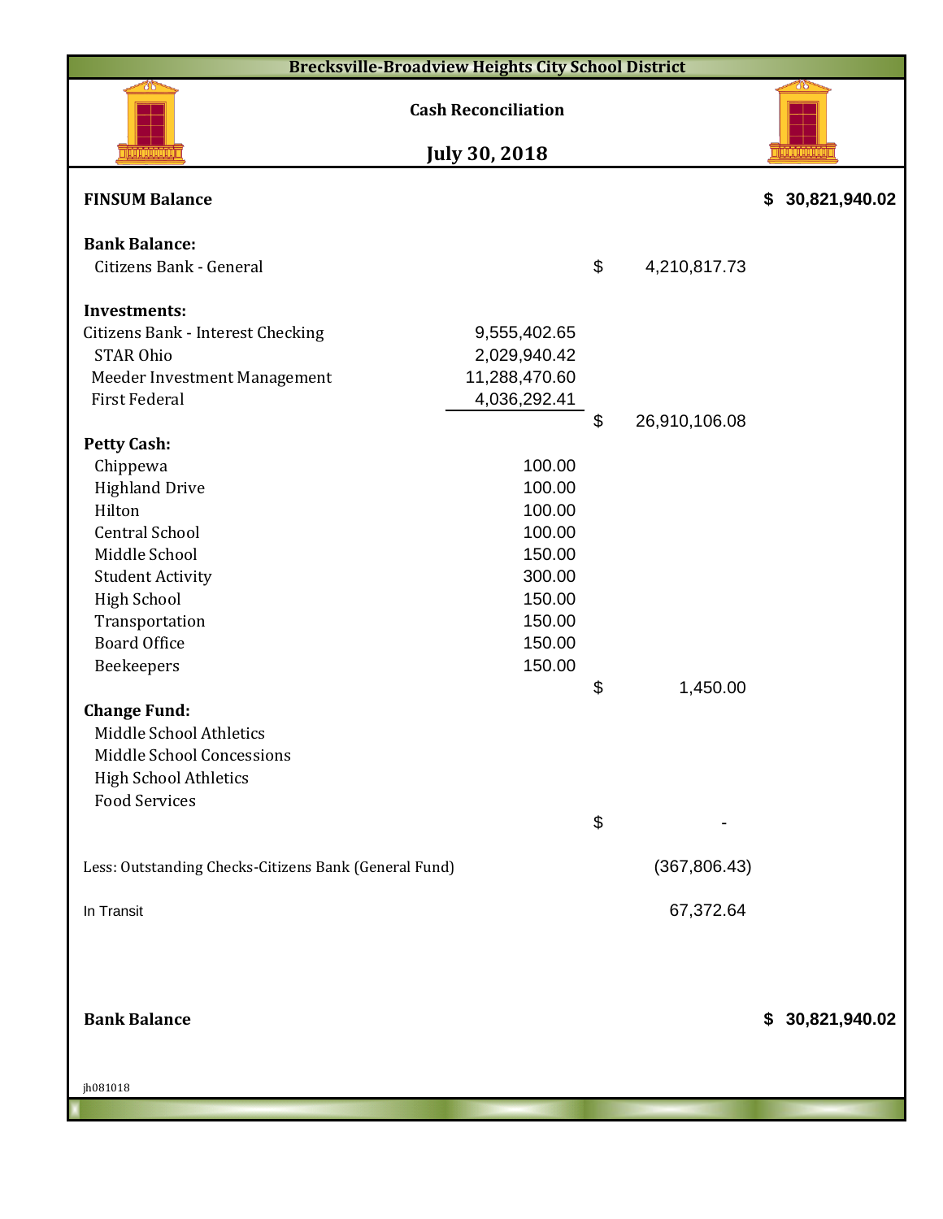# Brecksville-Broadview Heights City School District

## Cash Reconciliation

## July 30, 2018

| | | | |
|---|---|---|---|
| **FINSUM Balance** | | | **$ 30,821,940.02** |
| | | | |
| **Bank Balance:** | | | |
| Citizens Bank - General | | $ 4,210,817.73 | |
| | | | |
| **Investments:** | | | |
| Citizens Bank - Interest Checking | 9,555,402.65 | | |
| STAR Ohio | 2,029,940.42 | | |
| Meeder Investment Management | 11,288,470.60 | | |
| First Federal | 4,036,292.41 | | |
| | | $ 26,910,106.08 | |
| **Petty Cash:** | | | |
| Chippewa | 100.00 | | |
| Highland Drive | 100.00 | | |
| Hilton | 100.00 | | |
| Central School | 100.00 | | |
| Middle School | 150.00 | | |
| Student Activity | 300.00 | | |
| High School | 150.00 | | |
| Transportation | 150.00 | | |
| Board Office | 150.00 | | |
| Beekeepers | 150.00 | | |
| | | $ 1,450.00 | |
| **Change Fund:** | | | |
| Middle School Athletics | | | |
| Middle School Concessions | | | |
| High School Athletics | | | |
| Food Services | | | |
| | | $ - | |
| | | | |
| Less: Outstanding Checks-Citizens Bank (General Fund) | | (367,806.43) | |
| | | | |
| In Transit | | 67,372.64 | |
| | | | |
| **Bank Balance** | | | **$ 30,821,940.02** |

jh081018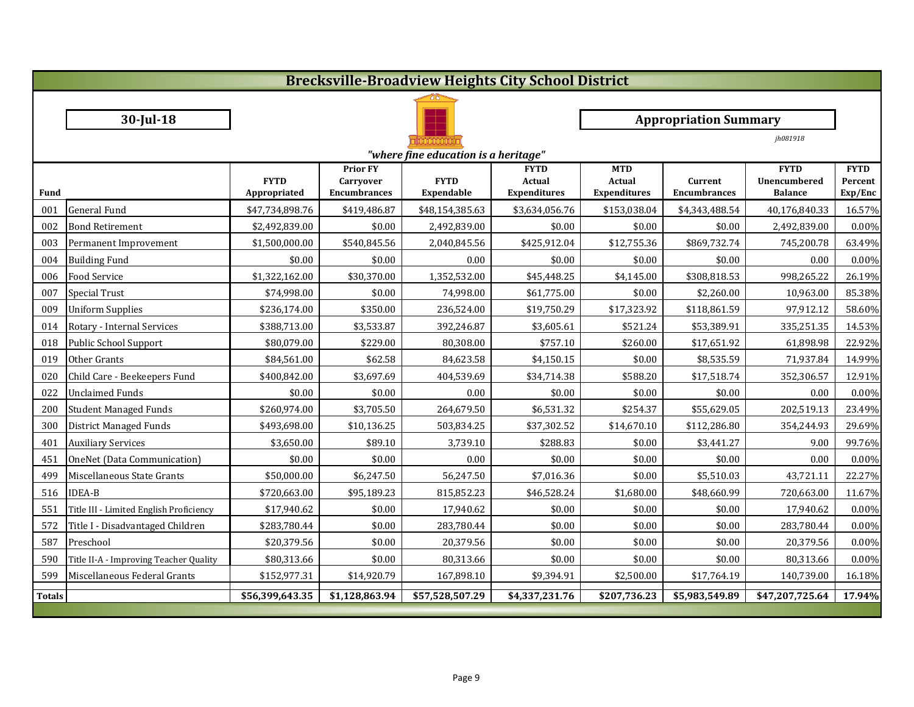# Brecksville-Broadview Heights City School District

**30-Jul-18**

**Appropriation Summary**

*jh081918*

*"where fine education is a heritage"*

| Fund | | FYTD Appropriated | Prior FY Carryover Encumbrances | FYTD Expendable | FYTD Actual Expenditures | MTD Actual Expenditures | Current Encumbrances | FYTD Unencumbered Balance | FYTD Percent Exp/Enc |
|---|---|---|---|---|---|---|---|---|---|
| 001 | General Fund | $47,734,898.76 | $419,486.87 | $48,154,385.63 | $3,634,056.76 | $153,038.04 | $4,343,488.54 | 40,176,840.33 | 16.57% |
| 002 | Bond Retirement | $2,492,839.00 | $0.00 | 2,492,839.00 | $0.00 | $0.00 | $0.00 | 2,492,839.00 | 0.00% |
| 003 | Permanent Improvement | $1,500,000.00 | $540,845.56 | 2,040,845.56 | $425,912.04 | $12,755.36 | $869,732.74 | 745,200.78 | 63.49% |
| 004 | Building Fund | $0.00 | $0.00 | 0.00 | $0.00 | $0.00 | $0.00 | 0.00 | 0.00% |
| 006 | Food Service | $1,322,162.00 | $30,370.00 | 1,352,532.00 | $45,448.25 | $4,145.00 | $308,818.53 | 998,265.22 | 26.19% |
| 007 | Special Trust | $74,998.00 | $0.00 | 74,998.00 | $61,775.00 | $0.00 | $2,260.00 | 10,963.00 | 85.38% |
| 009 | Uniform Supplies | $236,174.00 | $350.00 | 236,524.00 | $19,750.29 | $17,323.92 | $118,861.59 | 97,912.12 | 58.60% |
| 014 | Rotary - Internal Services | $388,713.00 | $3,533.87 | 392,246.87 | $3,605.61 | $521.24 | $53,389.91 | 335,251.35 | 14.53% |
| 018 | Public School Support | $80,079.00 | $229.00 | 80,308.00 | $757.10 | $260.00 | $17,651.92 | 61,898.98 | 22.92% |
| 019 | Other Grants | $84,561.00 | $62.58 | 84,623.58 | $4,150.15 | $0.00 | $8,535.59 | 71,937.84 | 14.99% |
| 020 | Child Care - Beekeepers Fund | $400,842.00 | $3,697.69 | 404,539.69 | $34,714.38 | $588.20 | $17,518.74 | 352,306.57 | 12.91% |
| 022 | Unclaimed Funds | $0.00 | $0.00 | 0.00 | $0.00 | $0.00 | $0.00 | 0.00 | 0.00% |
| 200 | Student Managed Funds | $260,974.00 | $3,705.50 | 264,679.50 | $6,531.32 | $254.37 | $55,629.05 | 202,519.13 | 23.49% |
| 300 | District Managed Funds | $493,698.00 | $10,136.25 | 503,834.25 | $37,302.52 | $14,670.10 | $112,286.80 | 354,244.93 | 29.69% |
| 401 | Auxiliary Services | $3,650.00 | $89.10 | 3,739.10 | $288.83 | $0.00 | $3,441.27 | 9.00 | 99.76% |
| 451 | OneNet (Data Communication) | $0.00 | $0.00 | 0.00 | $0.00 | $0.00 | $0.00 | 0.00 | 0.00% |
| 499 | Miscellaneous State Grants | $50,000.00 | $6,247.50 | 56,247.50 | $7,016.36 | $0.00 | $5,510.03 | 43,721.11 | 22.27% |
| 516 | IDEA-B | $720,663.00 | $95,189.23 | 815,852.23 | $46,528.24 | $1,680.00 | $48,660.99 | 720,663.00 | 11.67% |
| 551 | Title III - Limited English Proficiency | $17,940.62 | $0.00 | 17,940.62 | $0.00 | $0.00 | $0.00 | 17,940.62 | 0.00% |
| 572 | Title I - Disadvantaged Children | $283,780.44 | $0.00 | 283,780.44 | $0.00 | $0.00 | $0.00 | 283,780.44 | 0.00% |
| 587 | Preschool | $20,379.56 | $0.00 | 20,379.56 | $0.00 | $0.00 | $0.00 | 20,379.56 | 0.00% |
| 590 | Title II-A - Improving Teacher Quality | $80,313.66 | $0.00 | 80,313.66 | $0.00 | $0.00 | $0.00 | 80,313.66 | 0.00% |
| 599 | Miscellaneous Federal Grants | $152,977.31 | $14,920.79 | 167,898.10 | $9,394.91 | $2,500.00 | $17,764.19 | 140,739.00 | 16.18% |
| **Totals** | | **$56,399,643.35** | **$1,128,863.94** | **$57,528,507.29** | **$4,337,231.76** | **$207,736.23** | **$5,983,549.89** | **$47,207,725.64** | **17.94%** |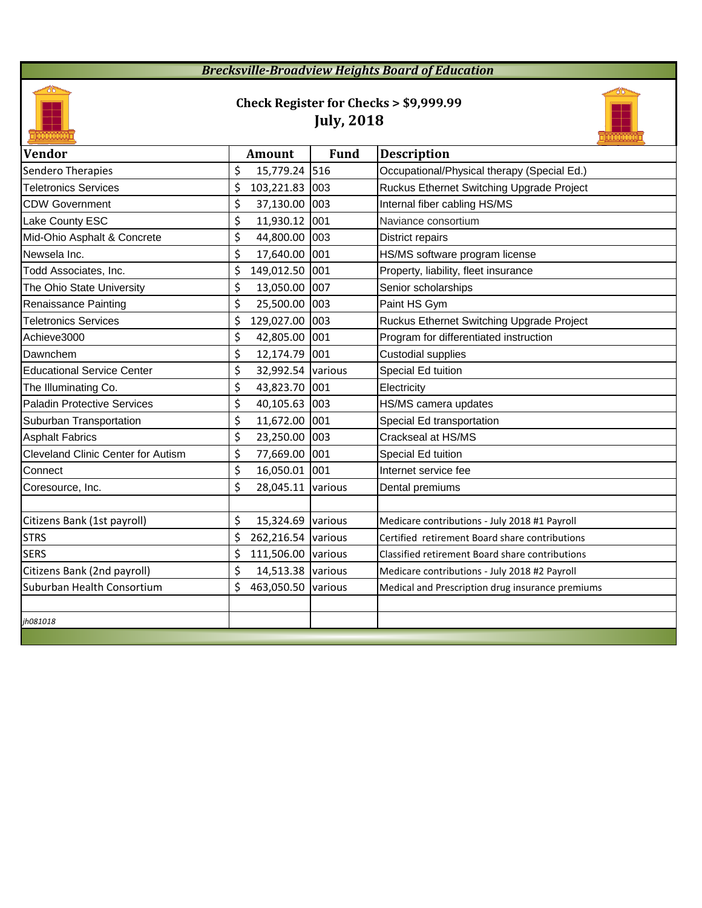# Brecksville-Broadview Heights Board of Education

## Check Register for Checks > $9,999.99
## July, 2018

| Vendor | Amount | Fund | Description |
|---|---|---|---|
| Sendero Therapies | $ 15,779.24 | 516 | Occupational/Physical therapy (Special Ed.) |
| Teletronics Services | $ 103,221.83 | 003 | Ruckus Ethernet Switching Upgrade Project |
| CDW Government | $ 37,130.00 | 003 | Internal fiber cabling HS/MS |
| Lake County ESC | $ 11,930.12 | 001 | Naviance consortium |
| Mid-Ohio Asphalt & Concrete | $ 44,800.00 | 003 | District repairs |
| Newsela Inc. | $ 17,640.00 | 001 | HS/MS software program license |
| Todd Associates, Inc. | $ 149,012.50 | 001 | Property, liability, fleet insurance |
| The Ohio State University | $ 13,050.00 | 007 | Senior scholarships |
| Renaissance Painting | $ 25,500.00 | 003 | Paint HS Gym |
| Teletronics Services | $ 129,027.00 | 003 | Ruckus Ethernet Switching Upgrade Project |
| Achieve3000 | $ 42,805.00 | 001 | Program for differentiated instruction |
| Dawnchem | $ 12,174.79 | 001 | Custodial supplies |
| Educational Service Center | $ 32,992.54 | various | Special Ed tuition |
| The Illuminating Co. | $ 43,823.70 | 001 | Electricity |
| Paladin Protective Services | $ 40,105.63 | 003 | HS/MS camera updates |
| Suburban Transportation | $ 11,672.00 | 001 | Special Ed transportation |
| Asphalt Fabrics | $ 23,250.00 | 003 | Crackseal at HS/MS |
| Cleveland Clinic Center for Autism | $ 77,669.00 | 001 | Special Ed tuition |
| Connect | $ 16,050.01 | 001 | Internet service fee |
| Coresource, Inc. | $ 28,045.11 | various | Dental premiums |
| | | | |
| Citizens Bank (1st payroll) | $ 15,324.69 | various | Medicare contributions - July 2018 #1 Payroll |
| STRS | $ 262,216.54 | various | Certified retirement Board share contributions |
| SERS | $ 111,506.00 | various | Classified retirement Board share contributions |
| Citizens Bank (2nd payroll) | $ 14,513.38 | various | Medicare contributions - July 2018 #2 Payroll |
| Suburban Health Consortium | $ 463,050.50 | various | Medical and Prescription drug insurance premiums |
| | | | |
| *jh081018* | | | |